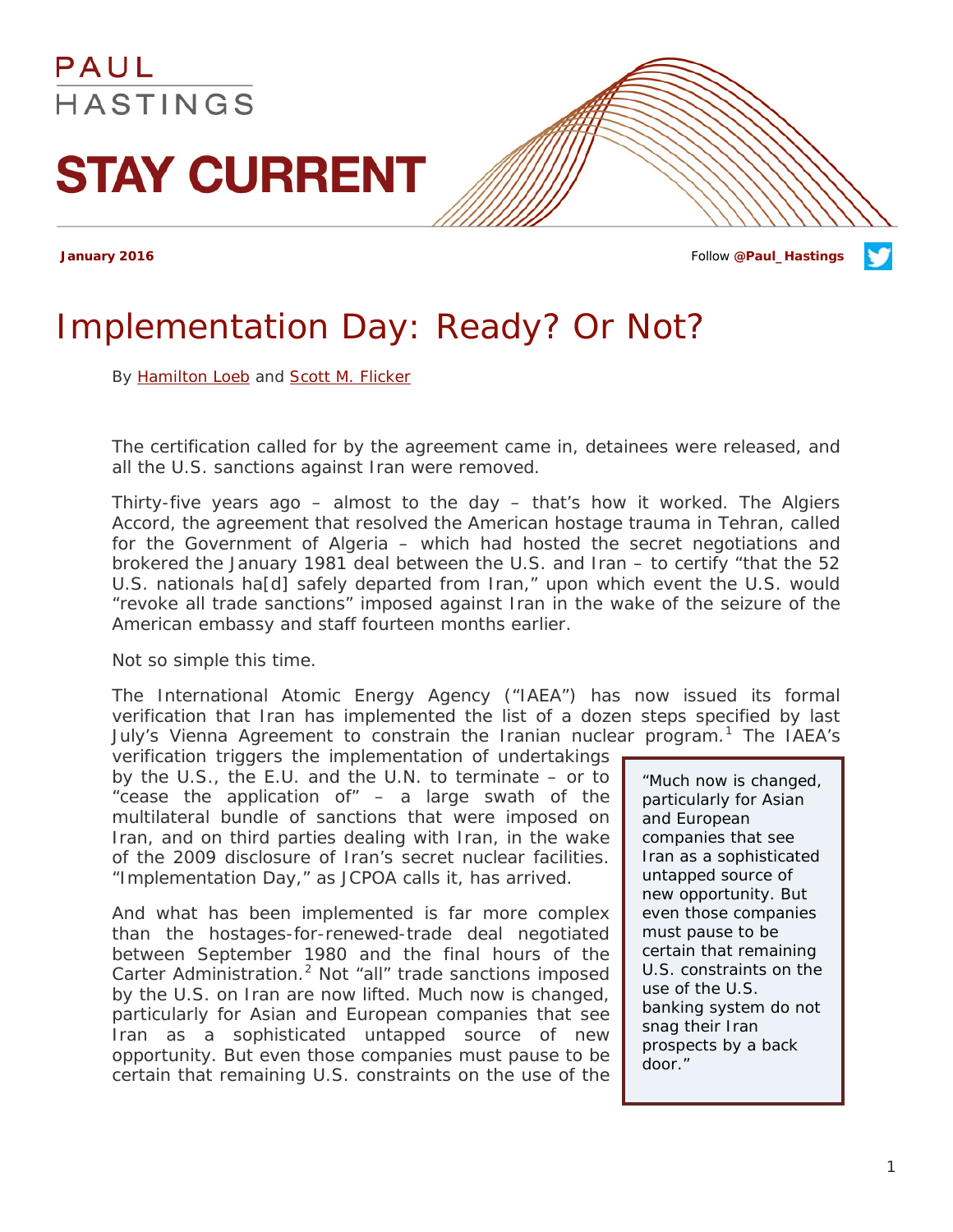PAUL HASTINGS

# STAY CURRENT

**January 2016**

Follow **@Paul_Hastings**

## Implementation Day: Ready? Or Not?

By Hamilton Loeb and Scott M. Flicker

The certification called for by the agreement came in, detainees were released, and all the U.S. sanctions against Iran were removed.

Thirty-five years ago – almost to the day – that's how it worked. The Algiers Accord, the agreement that resolved the American hostage trauma in Tehran, called for the Government of Algeria – which had hosted the secret negotiations and brokered the January 1981 deal between the U.S. and Iran – to certify "that the 52 U.S. nationals ha[d] safely departed from Iran," upon which event the U.S. would "revoke all trade sanctions" imposed against Iran in the wake of the seizure of the American embassy and staff fourteen months earlier.

Not so simple this time.

The International Atomic Energy Agency ("IAEA") has now issued its formal verification that Iran has implemented the list of a dozen steps specified by last July's Vienna Agreement to constrain the Iranian nuclear program.[1] The IAEA's verification triggers the implementation of undertakings by the U.S., the E.U. and the U.N. to terminate – or to "cease the application of" – a large swath of the multilateral bundle of sanctions that were imposed on Iran, and on third parties dealing with Iran, in the wake of the 2009 disclosure of Iran's secret nuclear facilities. "Implementation Day," as JCPOA calls it, has arrived.

And what has been implemented is far more complex than the hostages-for-renewed-trade deal negotiated between September 1980 and the final hours of the Carter Administration.[2] Not "all" trade sanctions imposed by the U.S. on Iran are now lifted. Much now is changed, particularly for Asian and European companies that see Iran as a sophisticated untapped source of new opportunity. But even those companies must pause to be certain that remaining U.S. constraints on the use of the

> "Much now is changed, particularly for Asian and European companies that see Iran as a sophisticated untapped source of new opportunity. But even those companies must pause to be certain that remaining U.S. constraints on the use of the U.S. banking system do not snag their Iran prospects by a back door."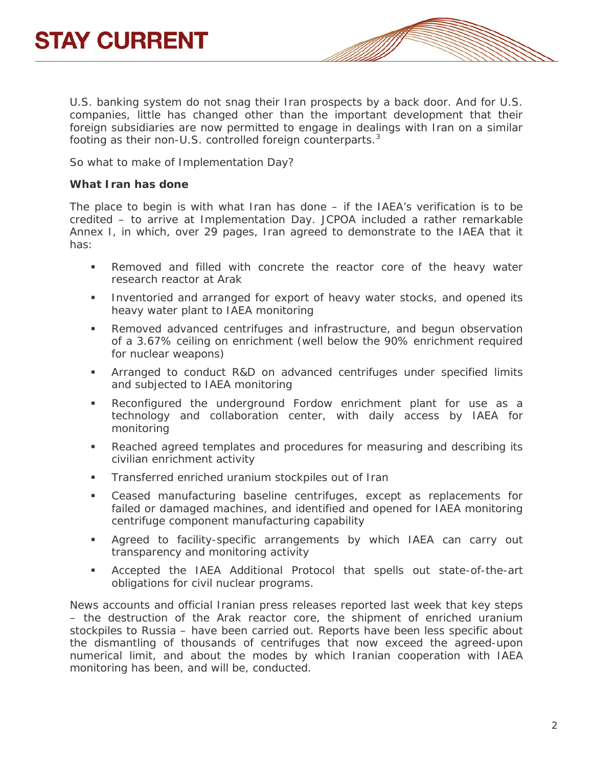U.S. banking system do not snag their Iran prospects by a back door. And for U.S. companies, little has changed other than the important development that their foreign subsidiaries are now permitted to engage in dealings with Iran on a similar footing as their non-U.S. controlled foreign counterparts.[3]

So what to make of Implementation Day?

**What Iran has done**

The place to begin is with what Iran has done – if the IAEA's verification is to be credited – to arrive at Implementation Day. JCPOA included a rather remarkable Annex I, in which, over 29 pages, Iran agreed to demonstrate to the IAEA that it has:

- Removed and filled with concrete the reactor core of the heavy water research reactor at Arak
- Inventoried and arranged for export of heavy water stocks, and opened its heavy water plant to IAEA monitoring
- Removed advanced centrifuges and infrastructure, and begun observation of a 3.67% ceiling on enrichment (well below the 90% enrichment required for nuclear weapons)
- Arranged to conduct R&D on advanced centrifuges under specified limits and subjected to IAEA monitoring
- Reconfigured the underground Fordow enrichment plant for use as a technology and collaboration center, with daily access by IAEA for monitoring
- Reached agreed templates and procedures for measuring and describing its civilian enrichment activity
- Transferred enriched uranium stockpiles out of Iran
- Ceased manufacturing baseline centrifuges, except as replacements for failed or damaged machines, and identified and opened for IAEA monitoring centrifuge component manufacturing capability
- Agreed to facility-specific arrangements by which IAEA can carry out transparency and monitoring activity
- Accepted the IAEA Additional Protocol that spells out state-of-the-art obligations for civil nuclear programs.

News accounts and official Iranian press releases reported last week that key steps – the destruction of the Arak reactor core, the shipment of enriched uranium stockpiles to Russia – have been carried out. Reports have been less specific about the dismantling of thousands of centrifuges that now exceed the agreed-upon numerical limit, and about the modes by which Iranian cooperation with IAEA monitoring has been, and will be, conducted.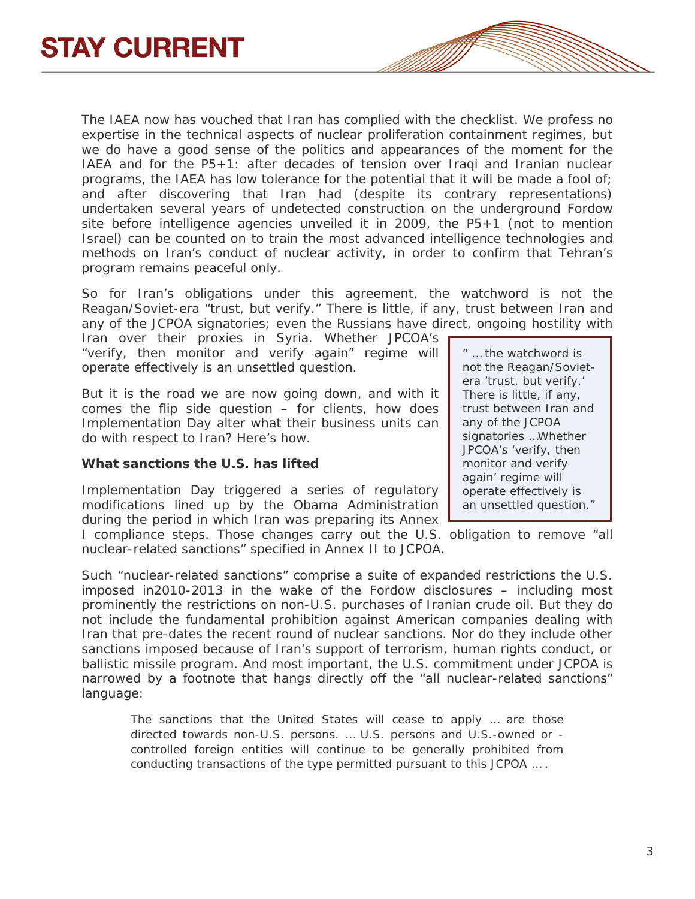The IAEA now has vouched that Iran has complied with the checklist. We profess no expertise in the technical aspects of nuclear proliferation containment regimes, but we do have a good sense of the politics and appearances of the moment for the IAEA and for the P5+1: after decades of tension over Iraqi and Iranian nuclear programs, the IAEA has low tolerance for the potential that it will be made a fool of; and after discovering that Iran had (despite its contrary representations) undertaken several years of undetected construction on the underground Fordow site before intelligence agencies unveiled it in 2009, the P5+1 (not to mention Israel) can be counted on to train the most advanced intelligence technologies and methods on Iran's conduct of nuclear activity, in order to confirm that Tehran's program remains peaceful only.

So for Iran's obligations under this agreement, the watchword is not the Reagan/Soviet-era "trust, but verify." There is little, if any, trust between Iran and any of the JCPOA signatories; even the Russians have direct, ongoing hostility with Iran over their proxies in Syria. Whether JPCOA's "verify, then monitor and verify again" regime will operate effectively is an unsettled question.

> " … the watchword is not the Reagan/Soviet-era 'trust, but verify.' There is little, if any, trust between Iran and any of the JCPOA signatories …Whether JPCOA's 'verify, then monitor and verify again' regime will operate effectively is an unsettled question."

But it is the road we are now going down, and with it comes the flip side question – for clients, how does Implementation Day alter what their business units can do with respect to Iran? Here's how.

**What sanctions the U.S. has lifted**

Implementation Day triggered a series of regulatory modifications lined up by the Obama Administration during the period in which Iran was preparing its Annex I compliance steps. Those changes carry out the U.S. obligation to remove "all nuclear-related sanctions" specified in Annex II to JCPOA.

Such "nuclear-related sanctions" comprise a suite of expanded restrictions the U.S. imposed in2010-2013 in the wake of the Fordow disclosures – including most prominently the restrictions on non-U.S. purchases of Iranian crude oil. But they do not include the fundamental prohibition against American companies dealing with Iran that pre-dates the recent round of nuclear sanctions. Nor do they include other sanctions imposed because of Iran's support of terrorism, human rights conduct, or ballistic missile program. And most important, the U.S. commitment under JCPOA is narrowed by a footnote that hangs directly off the "all nuclear-related sanctions" language:

> The sanctions that the United States will cease to apply … are those directed towards non-U.S. persons. … U.S. persons and U.S.-owned or -controlled foreign entities will continue to be generally prohibited from conducting transactions of the type permitted pursuant to this JCPOA … .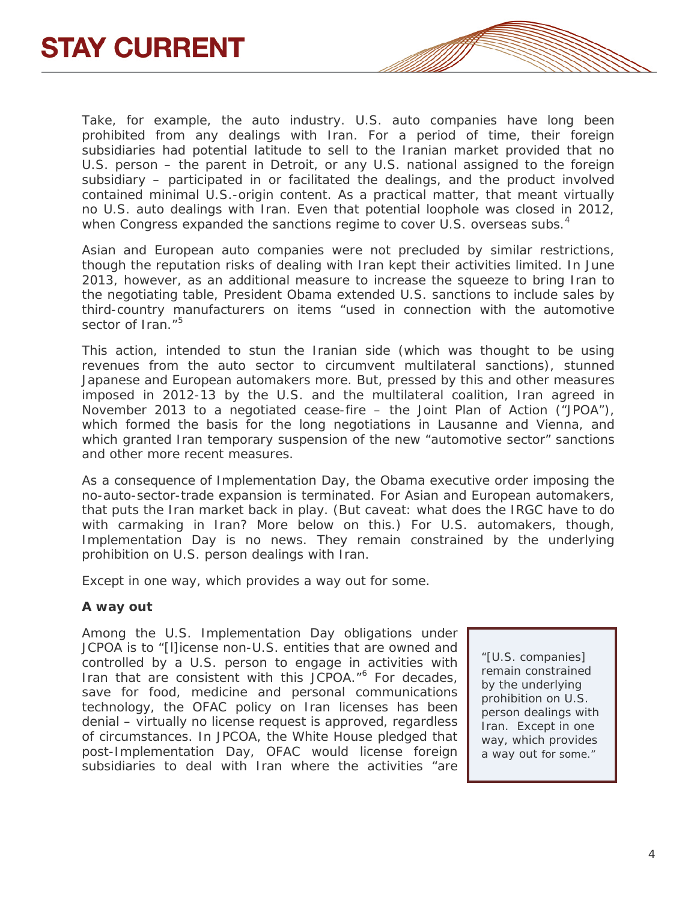Take, for example, the auto industry. U.S. auto companies have long been prohibited from any dealings with Iran. For a period of time, their foreign subsidiaries had potential latitude to sell to the Iranian market provided that no U.S. person – the parent in Detroit, or any U.S. national assigned to the foreign subsidiary – participated in or facilitated the dealings, and the product involved contained minimal U.S.-origin content. As a practical matter, that meant virtually no U.S. auto dealings with Iran. Even that potential loophole was closed in 2012, when Congress expanded the sanctions regime to cover U.S. overseas subs.[4]

Asian and European auto companies were not precluded by similar restrictions, though the reputation risks of dealing with Iran kept their activities limited. In June 2013, however, as an additional measure to increase the squeeze to bring Iran to the negotiating table, President Obama extended U.S. sanctions to include sales by third-country manufacturers on items "used in connection with the automotive sector of Iran."[5]

This action, intended to stun the Iranian side (which was thought to be using revenues from the auto sector to circumvent multilateral sanctions), stunned Japanese and European automakers more. But, pressed by this and other measures imposed in 2012-13 by the U.S. and the multilateral coalition, Iran agreed in November 2013 to a negotiated cease-fire – the Joint Plan of Action ("JPOA"), which formed the basis for the long negotiations in Lausanne and Vienna, and which granted Iran temporary suspension of the new "automotive sector" sanctions and other more recent measures.

As a consequence of Implementation Day, the Obama executive order imposing the no-auto-sector-trade expansion is terminated. For Asian and European automakers, that puts the Iran market back in play. (But caveat: what does the IRGC have to do with carmaking in Iran? More below on this.) For U.S. automakers, though, Implementation Day is no news. They remain constrained by the underlying prohibition on U.S. person dealings with Iran.

Except in one way, which provides a way out for some.

**A way out**

Among the U.S. Implementation Day obligations under JCPOA is to "[l]icense non-U.S. entities that are owned and controlled by a U.S. person to engage in activities with Iran that are consistent with this JCPOA."[6] For decades, save for food, medicine and personal communications technology, the OFAC policy on Iran licenses has been denial – virtually no license request is approved, regardless of circumstances. In JCPOA, the White House pledged that post-Implementation Day, OFAC would license foreign subsidiaries to deal with Iran where the activities "are

> "[U.S. companies] remain constrained by the underlying prohibition on U.S. person dealings with Iran. Except in one way, which provides a way out for some."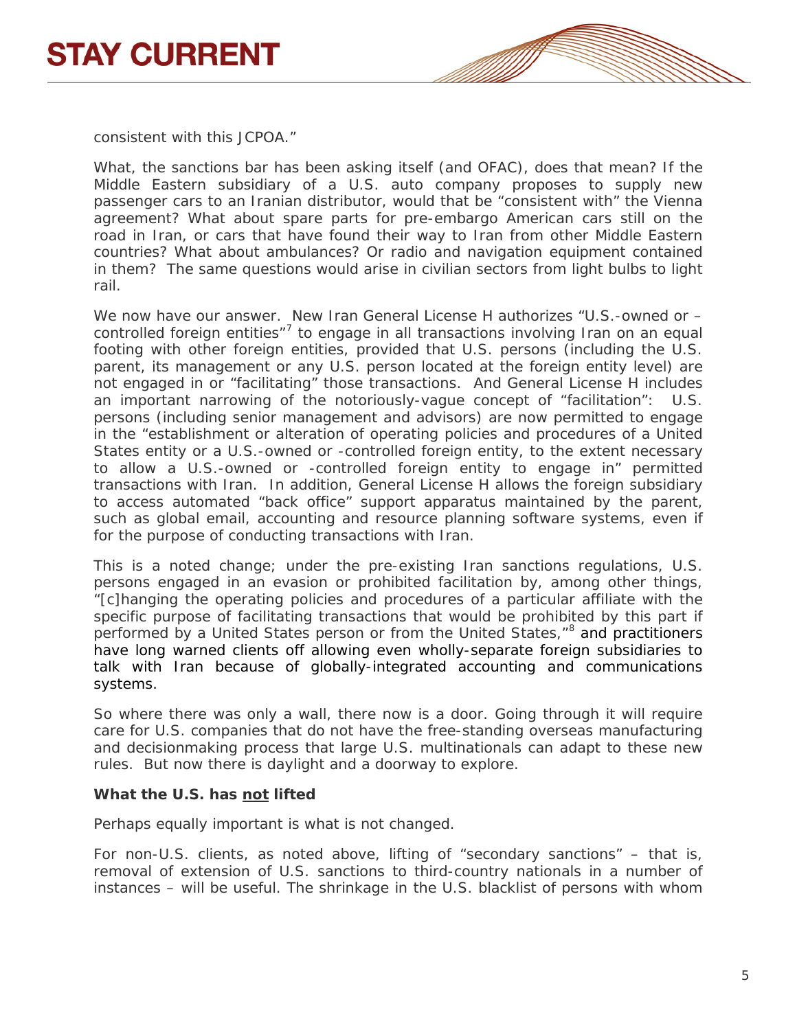consistent with this JCPOA."

What, the sanctions bar has been asking itself (and OFAC), does that mean? If the Middle Eastern subsidiary of a U.S. auto company proposes to supply new passenger cars to an Iranian distributor, would that be "consistent with" the Vienna agreement? What about spare parts for pre-embargo American cars still on the road in Iran, or cars that have found their way to Iran from other Middle Eastern countries? What about ambulances? Or radio and navigation equipment contained in them? The same questions would arise in civilian sectors from light bulbs to light rail.

We now have our answer. New Iran General License H authorizes "U.S.-owned or –controlled foreign entities"[7] to engage in all transactions involving Iran on an equal footing with other foreign entities, provided that U.S. persons (including the U.S. parent, its management or any U.S. person located at the foreign entity level) are not engaged in or "facilitating" those transactions. And General License H includes an important narrowing of the notoriously-vague concept of "facilitation": U.S. persons (including senior management and advisors) are now permitted to engage in the "establishment or alteration of operating policies and procedures of a United States entity or a U.S.-owned or -controlled foreign entity, to the extent necessary to allow a U.S.-owned or -controlled foreign entity to engage in" permitted transactions with Iran. In addition, General License H allows the foreign subsidiary to access automated "back office" support apparatus maintained by the parent, such as global email, accounting and resource planning software systems, even if for the purpose of conducting transactions with Iran.

This is a noted change; under the pre-existing Iran sanctions regulations, U.S. persons engaged in an evasion or prohibited facilitation by, among other things, "[c]hanging the operating policies and procedures of a particular affiliate with the specific purpose of facilitating transactions that would be prohibited by this part if performed by a United States person or from the United States,"[8] and practitioners have long warned clients off allowing even wholly-separate foreign subsidiaries to talk with Iran because of globally-integrated accounting and communications systems.

So where there was only a wall, there now is a door. Going through it will require care for U.S. companies that do not have the free-standing overseas manufacturing and decisionmaking process that large U.S. multinationals can adapt to these new rules. But now there is daylight and a doorway to explore.

**What the U.S. has not lifted**

Perhaps equally important is what is not changed.

For non-U.S. clients, as noted above, lifting of "secondary sanctions" – that is, removal of extension of U.S. sanctions to third-country nationals in a number of instances – will be useful. The shrinkage in the U.S. blacklist of persons with whom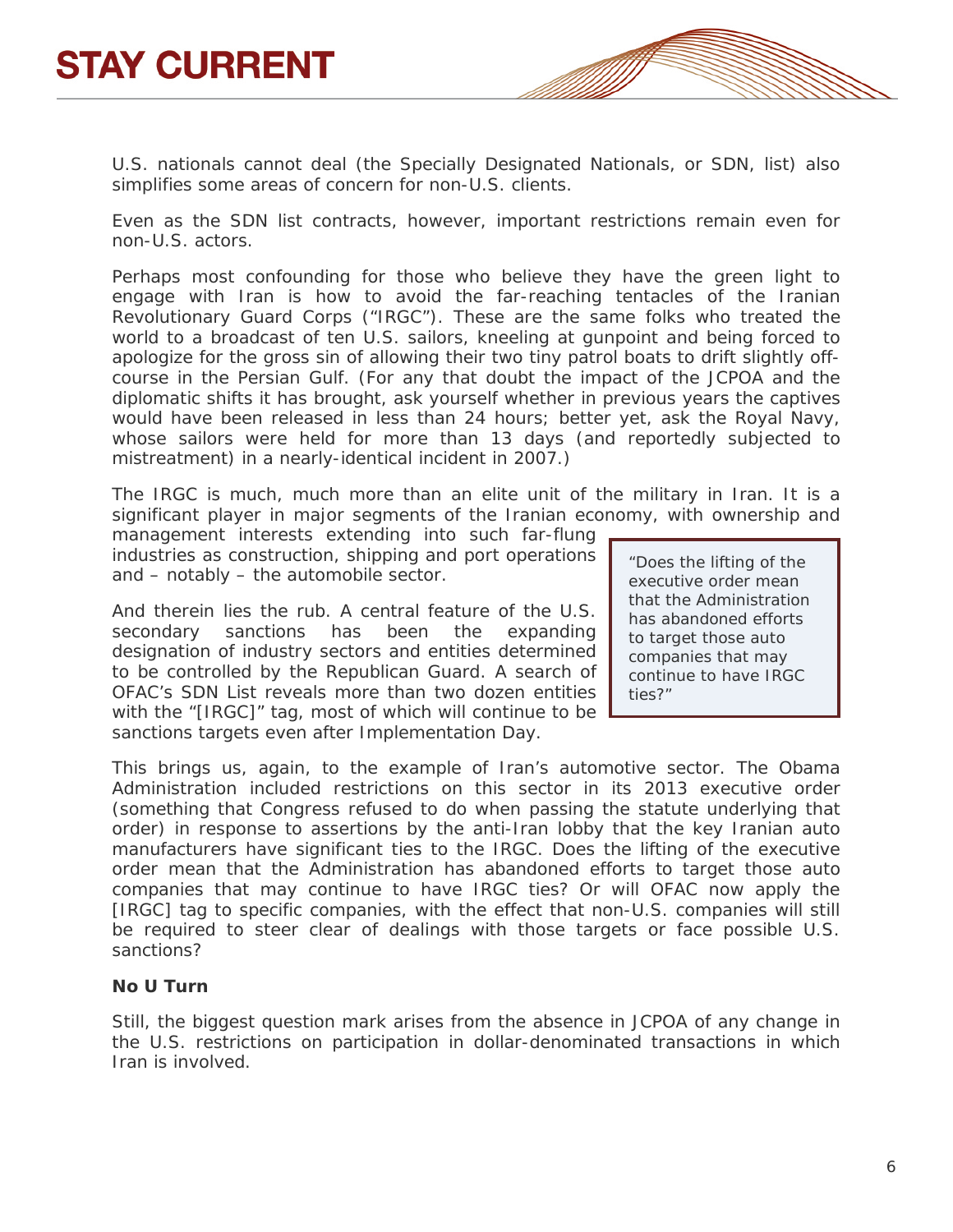U.S. nationals cannot deal (the Specially Designated Nationals, or SDN, list) also simplifies some areas of concern for non-U.S. clients.

Even as the SDN list contracts, however, important restrictions remain even for non-U.S. actors.

Perhaps most confounding for those who believe they have the green light to engage with Iran is how to avoid the far-reaching tentacles of the Iranian Revolutionary Guard Corps ("IRGC"). These are the same folks who treated the world to a broadcast of ten U.S. sailors, kneeling at gunpoint and being forced to apologize for the gross sin of allowing their two tiny patrol boats to drift slightly off-course in the Persian Gulf. (For any that doubt the impact of the JCPOA and the diplomatic shifts it has brought, ask yourself whether in previous years the captives would have been released in less than 24 hours; better yet, ask the Royal Navy, whose sailors were held for more than 13 days (and reportedly subjected to mistreatment) in a nearly-identical incident in 2007.)

The IRGC is much, much more than an elite unit of the military in Iran. It is a significant player in major segments of the Iranian economy, with ownership and management interests extending into such far-flung industries as construction, shipping and port operations and – notably – the automobile sector.

And therein lies the rub. A central feature of the U.S. secondary sanctions has been the expanding designation of industry sectors and entities determined to be controlled by the Republican Guard. A search of OFAC's SDN List reveals more than two dozen entities with the "[IRGC]" tag, most of which will continue to be sanctions targets even after Implementation Day.

> "Does the lifting of the executive order mean that the Administration has abandoned efforts to target those auto companies that may continue to have IRGC ties?"

This brings us, again, to the example of Iran's automotive sector. The Obama Administration included restrictions on this sector in its 2013 executive order (something that Congress refused to do when passing the statute underlying that order) in response to assertions by the anti-Iran lobby that the key Iranian auto manufacturers have significant ties to the IRGC. Does the lifting of the executive order mean that the Administration has abandoned efforts to target those auto companies that may continue to have IRGC ties? Or will OFAC now apply the [IRGC] tag to specific companies, with the effect that non-U.S. companies will still be required to steer clear of dealings with those targets or face possible U.S. sanctions?

**No U Turn**

Still, the biggest question mark arises from the absence in JCPOA of any change in the U.S. restrictions on participation in dollar-denominated transactions in which Iran is involved.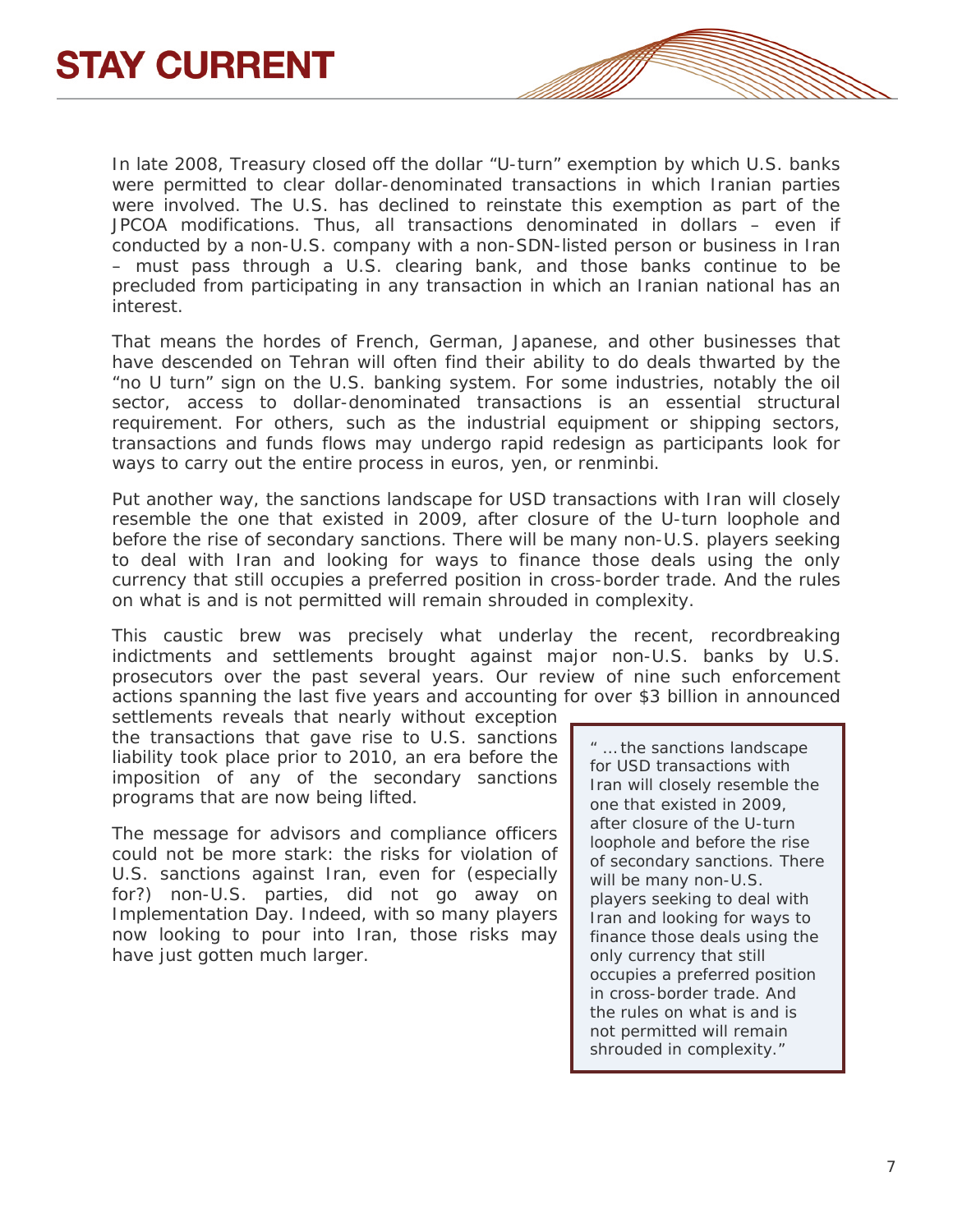In late 2008, Treasury closed off the dollar "U-turn" exemption by which U.S. banks were permitted to clear dollar-denominated transactions in which Iranian parties were involved. The U.S. has declined to reinstate this exemption as part of the JPCOA modifications. Thus, all transactions denominated in dollars – even if conducted by a non-U.S. company with a non-SDN-listed person or business in Iran – must pass through a U.S. clearing bank, and those banks continue to be precluded from participating in any transaction in which an Iranian national has an interest.

That means the hordes of French, German, Japanese, and other businesses that have descended on Tehran will often find their ability to do deals thwarted by the "no U turn" sign on the U.S. banking system. For some industries, notably the oil sector, access to dollar-denominated transactions is an essential structural requirement. For others, such as the industrial equipment or shipping sectors, transactions and funds flows may undergo rapid redesign as participants look for ways to carry out the entire process in euros, yen, or renminbi.

Put another way, the sanctions landscape for USD transactions with Iran will closely resemble the one that existed in 2009, after closure of the U-turn loophole and before the rise of secondary sanctions. There will be many non-U.S. players seeking to deal with Iran and looking for ways to finance those deals using the only currency that still occupies a preferred position in cross-border trade. And the rules on what is and is not permitted will remain shrouded in complexity.

This caustic brew was precisely what underlay the recent, recordbreaking indictments and settlements brought against major non-U.S. banks by U.S. prosecutors over the past several years. Our review of nine such enforcement actions spanning the last five years and accounting for over $3 billion in announced settlements reveals that nearly without exception the transactions that gave rise to U.S. sanctions liability took place prior to 2010, an era before the imposition of any of the secondary sanctions programs that are now being lifted.

The message for advisors and compliance officers could not be more stark: the risks for violation of U.S. sanctions against Iran, even for (especially for?) non-U.S. parties, did not go away on Implementation Day. Indeed, with so many players now looking to pour into Iran, those risks may have just gotten much larger.

> "… the sanctions landscape for USD transactions with Iran will closely resemble the one that existed in 2009, after closure of the U-turn loophole and before the rise of secondary sanctions. There will be many non-U.S. players seeking to deal with Iran and looking for ways to finance those deals using the only currency that still occupies a preferred position in cross-border trade. And the rules on what is and is not permitted will remain shrouded in complexity."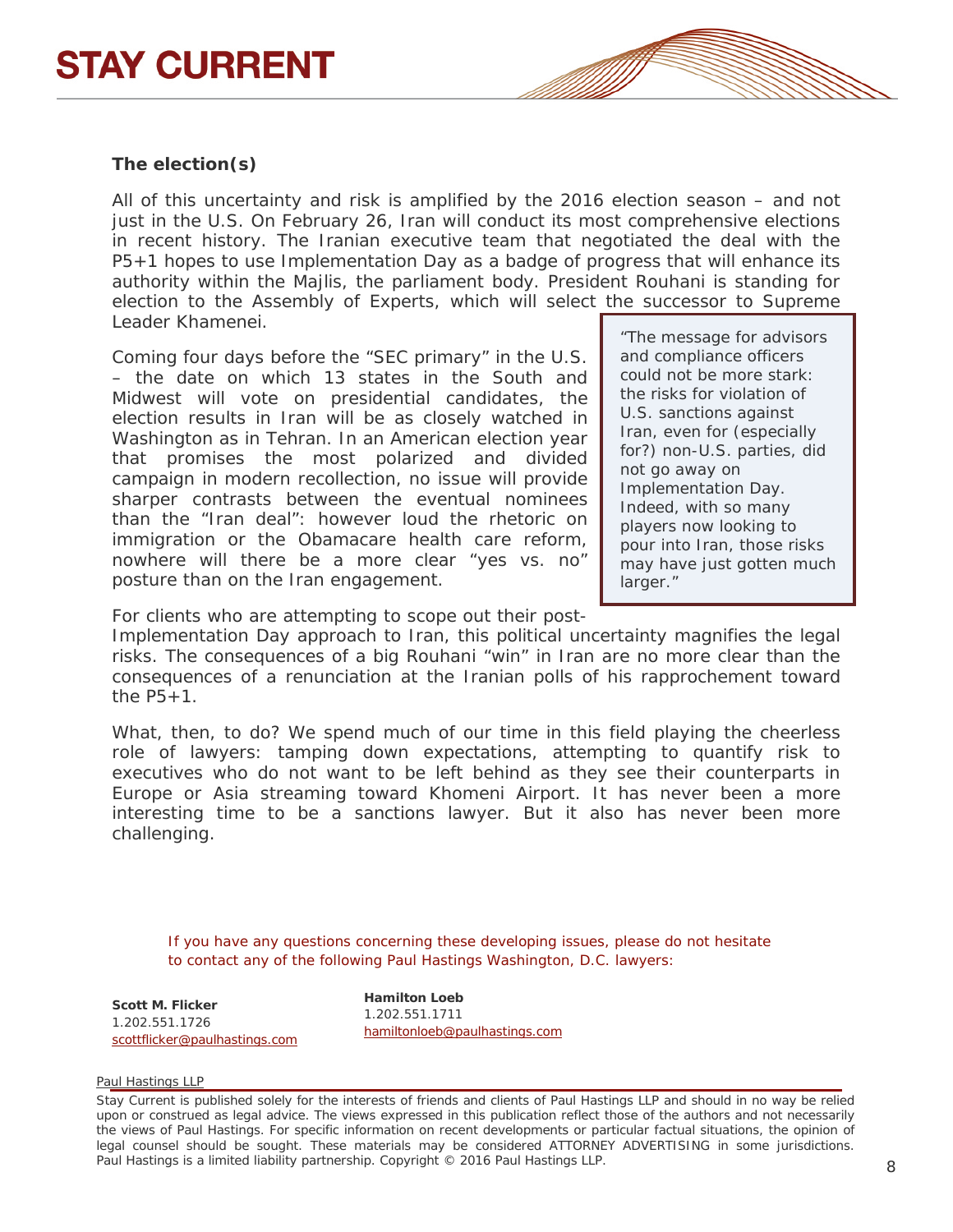**The election(s)**

All of this uncertainty and risk is amplified by the 2016 election season – and not just in the U.S. On February 26, Iran will conduct its most comprehensive elections in recent history. The Iranian executive team that negotiated the deal with the P5+1 hopes to use Implementation Day as a badge of progress that will enhance its authority within the Majlis, the parliament body. President Rouhani is standing for election to the Assembly of Experts, which will select the successor to Supreme Leader Khamenei.

Coming four days before the "SEC primary" in the U.S. – the date on which 13 states in the South and Midwest will vote on presidential candidates, the election results in Iran will be as closely watched in Washington as in Tehran. In an American election year that promises the most polarized and divided campaign in modern recollection, no issue will provide sharper contrasts between the eventual nominees than the "Iran deal": however loud the rhetoric on immigration or the Obamacare health care reform, nowhere will there be a more clear "yes vs. no" posture than on the Iran engagement.

> "The message for advisors and compliance officers could not be more stark: the risks for violation of U.S. sanctions against Iran, even for (especially for?) non-U.S. parties, did not go away on Implementation Day. Indeed, with so many players now looking to pour into Iran, those risks may have just gotten much larger."

For clients who are attempting to scope out their post-Implementation Day approach to Iran, this political uncertainty magnifies the legal risks. The consequences of a big Rouhani "win" in Iran are no more clear than the consequences of a renunciation at the Iranian polls of his rapprochement toward the P5+1.

What, then, to do? We spend much of our time in this field playing the cheerless role of lawyers: tamping down expectations, attempting to quantify risk to executives who do not want to be left behind as they see their counterparts in Europe or Asia streaming toward Khomeni Airport. It has never been a more interesting time to be a sanctions lawyer. But it also has never been more challenging.

*If you have any questions concerning these developing issues, please do not hesitate to contact any of the following Paul Hastings Washington, D.C. lawyers:*

**Scott M. Flicker**
1.202.551.1726
scottflicker@paulhastings.com

**Hamilton Loeb**
1.202.551.1711
hamiltonloeb@paulhastings.com

Paul Hastings LLP

Stay Current is published solely for the interests of friends and clients of Paul Hastings LLP and should in no way be relied upon or construed as legal advice. The views expressed in this publication reflect those of the authors and not necessarily the views of Paul Hastings. For specific information on recent developments or particular factual situations, the opinion of legal counsel should be sought. These materials may be considered ATTORNEY ADVERTISING in some jurisdictions. Paul Hastings is a limited liability partnership. Copyright © 2016 Paul Hastings LLP.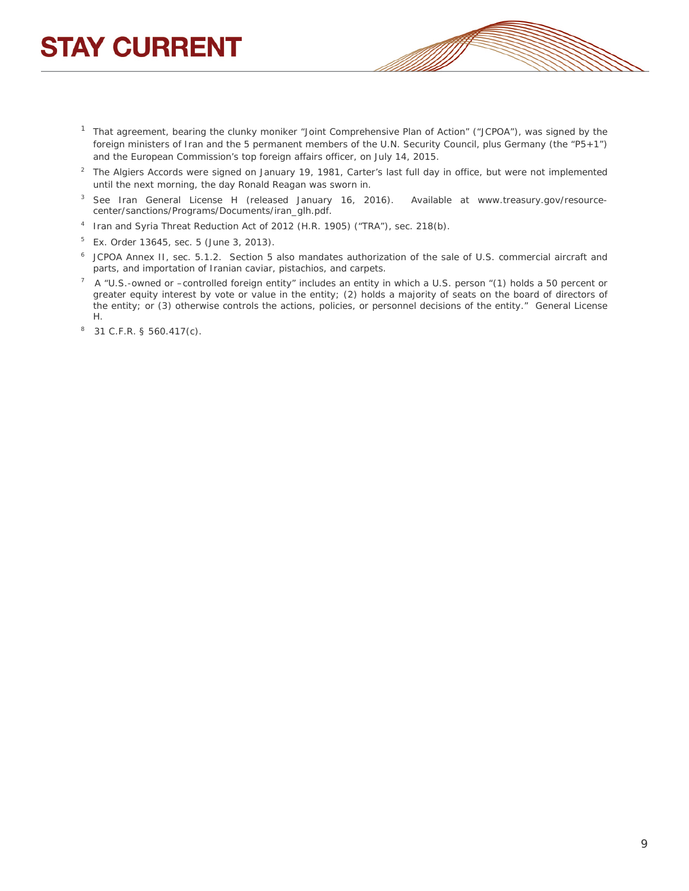[1] That agreement, bearing the clunky moniker "Joint Comprehensive Plan of Action" ("JCPOA"), was signed by the foreign ministers of Iran and the 5 permanent members of the U.N. Security Council, plus Germany (the "P5+1") and the European Commission's top foreign affairs officer, on July 14, 2015.

[2] The Algiers Accords were signed on January 19, 1981, Carter's last full day in office, but were not implemented until the next morning, the day Ronald Reagan was sworn in.

[3] See Iran General License H (released January 16, 2016). Available at www.treasury.gov/resource-center/sanctions/Programs/Documents/iran_glh.pdf.

[4] Iran and Syria Threat Reduction Act of 2012 (H.R. 1905) ("TRA"), sec. 218(b).

[5] Ex. Order 13645, sec. 5 (June 3, 2013).

[6] JCPOA Annex II, sec. 5.1.2. Section 5 also mandates authorization of the sale of U.S. commercial aircraft and parts, and importation of Iranian caviar, pistachios, and carpets.

[7] A "U.S.-owned or –controlled foreign entity" includes an entity in which a U.S. person "(1) holds a 50 percent or greater equity interest by vote or value in the entity; (2) holds a majority of seats on the board of directors of the entity; or (3) otherwise controls the actions, policies, or personnel decisions of the entity." General License H.

[8] 31 C.F.R. § 560.417(c).